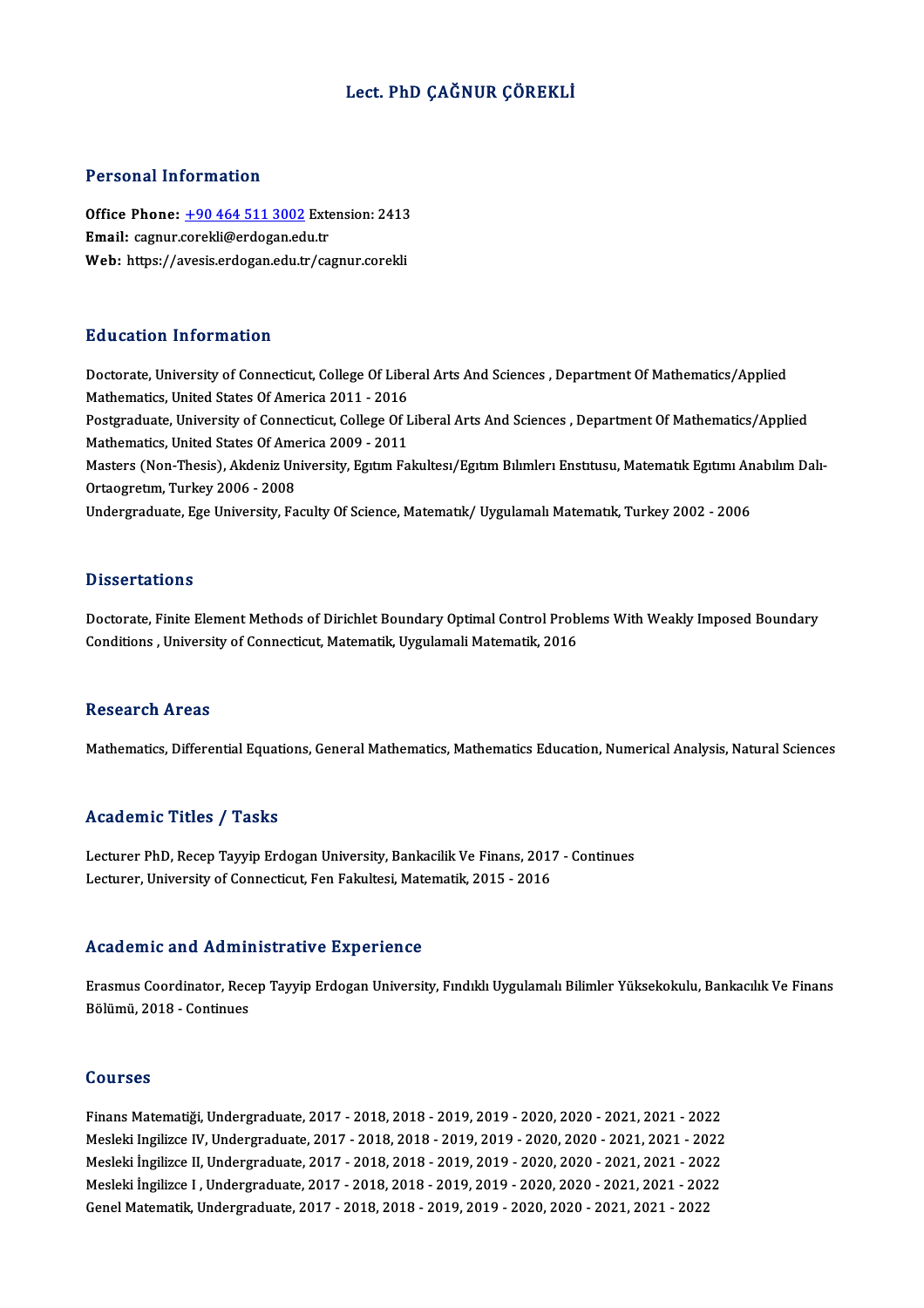# Lect. PhD ÇAĞNUR ÇÖREKLİ

## Personal Information

**Office Phone:** +90 464 511 3002 Extension: 2413
**Email:** cagnur.corekli@erdogan.edu.tr
**Web:** https://avesis.erdogan.edu.tr/cagnur.corekli

## Education Information

Doctorate, University of Connecticut, College Of Liberal Arts And Sciences , Department Of Mathematics/Applied Mathematics, United States Of America 2011 - 2016

Postgraduate, University of Connecticut, College Of Liberal Arts And Sciences , Department Of Mathematics/Applied Mathematics, United States Of America 2009 - 2011

Masters (Non-Thesis), Akdeniz University, Egıtım Fakultesı/Egıtım Bılımlerı Enstıtusu, Matematık Egıtımı Anabılım Dalı-Ortaogretım, Turkey 2006 - 2008

Undergraduate, Ege University, Faculty Of Science, Matematık/ Uygulamalı Matematık, Turkey 2002 - 2006

## Dissertations

Doctorate, Finite Element Methods of Dirichlet Boundary Optimal Control Problems With Weakly Imposed Boundary Conditions , University of Connecticut, Matematik, Uygulamali Matematik, 2016

## Research Areas

Mathematics, Differential Equations, General Mathematics, Mathematics Education, Numerical Analysis, Natural Sciences

## Academic Titles / Tasks

Lecturer PhD, Recep Tayyip Erdogan University, Bankacilik Ve Finans, 2017 - Continues
Lecturer, University of Connecticut, Fen Fakultesi, Matematik, 2015 - 2016

## Academic and Administrative Experience

Erasmus Coordinator, Recep Tayyip Erdogan University, Fındıklı Uygulamalı Bilimler Yüksekokulu, Bankacılık Ve Finans Bölümü, 2018 - Continues

## Courses

Finans Matematiği, Undergraduate, 2017 - 2018, 2018 - 2019, 2019 - 2020, 2020 - 2021, 2021 - 2022
Mesleki Ingilizce IV, Undergraduate, 2017 - 2018, 2018 - 2019, 2019 - 2020, 2020 - 2021, 2021 - 2022
Mesleki İngilizce II, Undergraduate, 2017 - 2018, 2018 - 2019, 2019 - 2020, 2020 - 2021, 2021 - 2022
Mesleki İngilizce I , Undergraduate, 2017 - 2018, 2018 - 2019, 2019 - 2020, 2020 - 2021, 2021 - 2022
Genel Matematik, Undergraduate, 2017 - 2018, 2018 - 2019, 2019 - 2020, 2020 - 2021, 2021 - 2022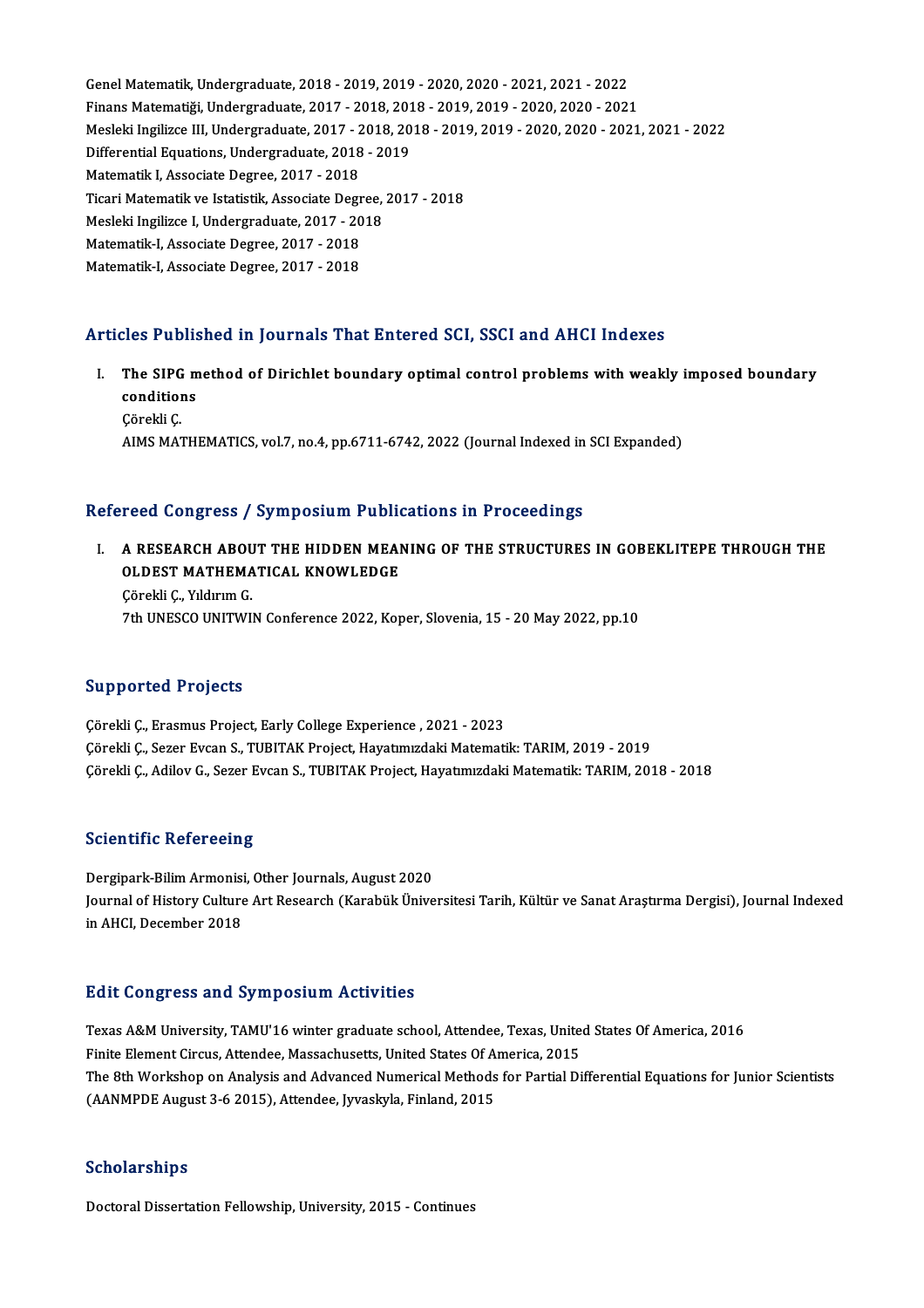Genel Matematik, Undergraduate, 2018 - 2019, 2019 - 2020, 2020 - 2021, 2021 - 2022
Finans Matematiği, Undergraduate, 2017 - 2018, 2018 - 2019, 2019 - 2020, 2020 - 2021
Mesleki Ingilizce III, Undergraduate, 2017 - 2018, 2018 - 2019, 2019 - 2020, 2020 - 2021, 2021 - 2022
Differential Equations, Undergraduate, 2018 - 2019
Matematik I, Associate Degree, 2017 - 2018
Ticari Matematik ve Istatistik, Associate Degree, 2017 - 2018
Mesleki Ingilizce I, Undergraduate, 2017 - 2018
Matematik-I, Associate Degree, 2017 - 2018
Matematik-I, Associate Degree, 2017 - 2018

## Articles Published in Journals That Entered SCI, SSCI and AHCI Indexes

I. **The SIPG method of Dirichlet boundary optimal control problems with weakly imposed boundary conditions**
   Çörekli Ç.
   AIMS MATHEMATICS, vol.7, no.4, pp.6711-6742, 2022 (Journal Indexed in SCI Expanded)

## Refereed Congress / Symposium Publications in Proceedings

I. **A RESEARCH ABOUT THE HIDDEN MEANING OF THE STRUCTURES IN GOBEKLITEPE THROUGH THE OLDEST MATHEMATICAL KNOWLEDGE**
   Çörekli Ç., Yıldırım G.
   7th UNESCO UNITWIN Conference 2022, Koper, Slovenia, 15 - 20 May 2022, pp.10

## Supported Projects

Çörekli Ç., Erasmus Project, Early College Experience , 2021 - 2023
Çörekli Ç., Sezer Evcan S., TUBITAK Project, Hayatımızdaki Matematik: TARIM, 2019 - 2019
Çörekli Ç., Adilov G., Sezer Evcan S., TUBITAK Project, Hayatımızdaki Matematik: TARIM, 2018 - 2018

## Scientific Refereeing

Dergipark-Bilim Armonisi, Other Journals, August 2020
Journal of History Culture Art Research (Karabük Üniversitesi Tarih, Kültür ve Sanat Araştırma Dergisi), Journal Indexed in AHCI, December 2018

## Edit Congress and Symposium Activities

Texas A&M University, TAMU'16 winter graduate school, Attendee, Texas, United States Of America, 2016
Finite Element Circus, Attendee, Massachusetts, United States Of America, 2015
The 8th Workshop on Analysis and Advanced Numerical Methods for Partial Differential Equations for Junior Scientists (AANMPDE August 3-6 2015), Attendee, Jyvaskyla, Finland, 2015

## Scholarships

Doctoral Dissertation Fellowship, University, 2015 - Continues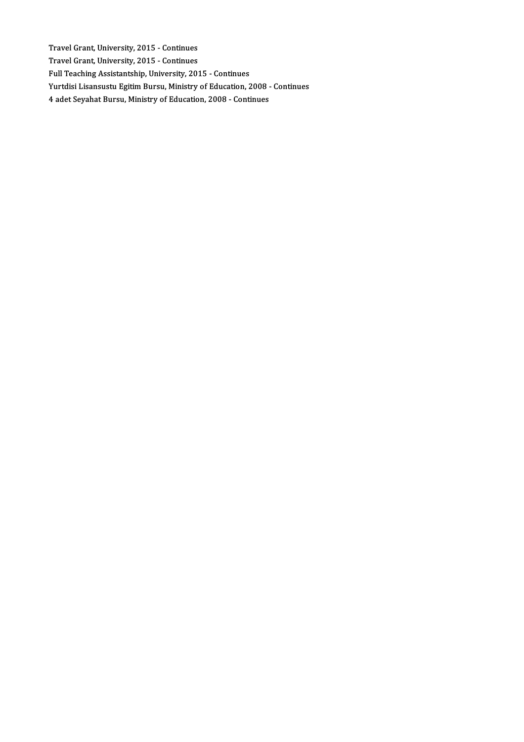Travel Grant, University, 2015 - Continues
Travel Grant, University, 2015 - Continues
Full Teaching Assistantship, University, 2015 - Continues
Yurtdisi Lisansustu Egitim Bursu, Ministry of Education, 2008 - Continues
4 adet Seyahat Bursu, Ministry of Education, 2008 - Continues